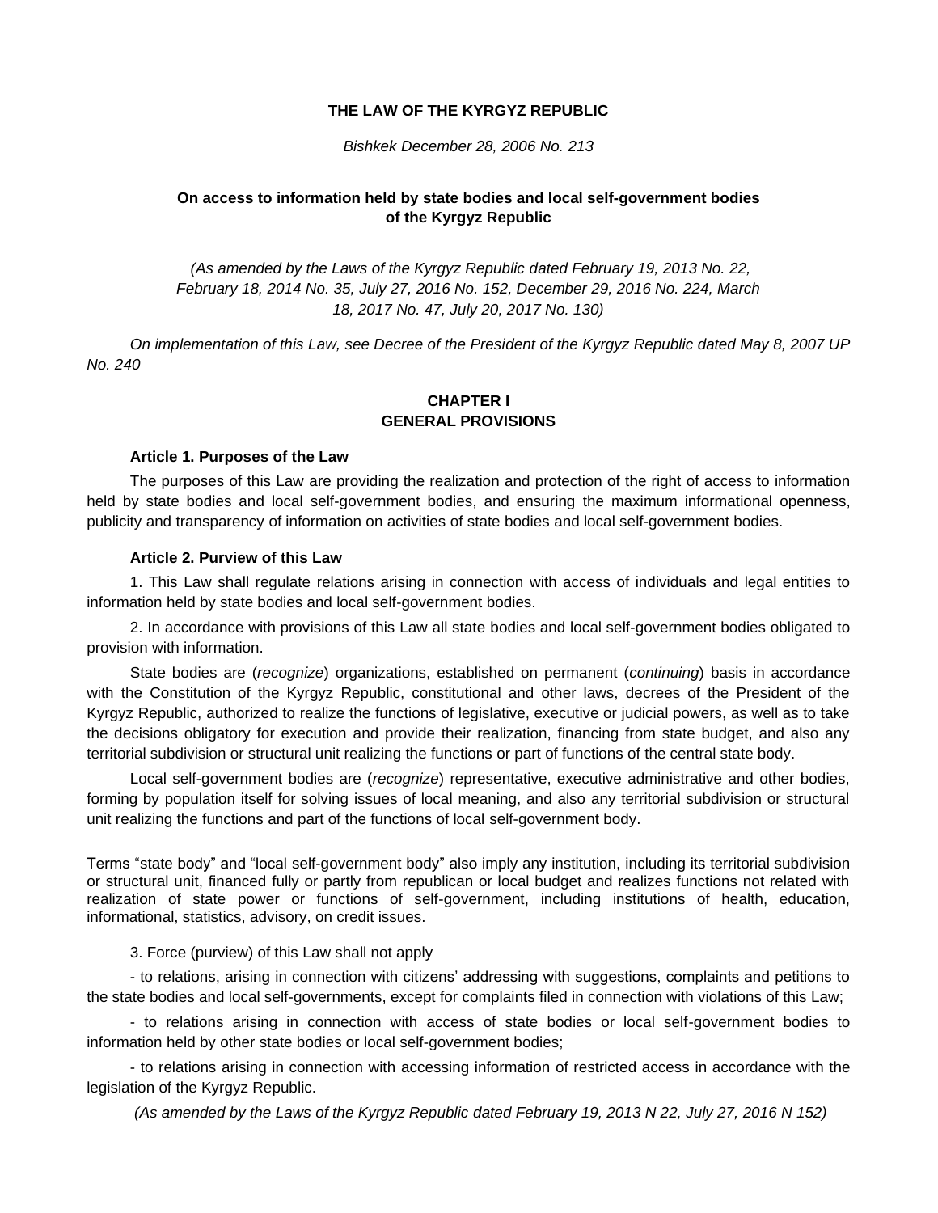# THE LAW OF THE KYRGYZ REPUBLIC

*Bishkek December 28, 2006 No. 213*

## On access to information held by state bodies and local self-government bodies of the Kyrgyz Republic

*(As amended by the Laws of the Kyrgyz Republic dated February 19, 2013 No. 22, February 18, 2014 No. 35, July 27, 2016 No. 152, December 29, 2016 No. 224, March 18, 2017 No. 47, July 20, 2017 No. 130)*

*On implementation of this Law, see Decree of the President of the Kyrgyz Republic dated May 8, 2007 UP No. 240*

## CHAPTER I
## GENERAL PROVISIONS

### Article 1. Purposes of the Law

The purposes of this Law are providing the realization and protection of the right of access to information held by state bodies and local self-government bodies, and ensuring the maximum informational openness, publicity and transparency of information on activities of state bodies and local self-government bodies.

### Article 2. Purview of this Law

1. This Law shall regulate relations arising in connection with access of individuals and legal entities to information held by state bodies and local self-government bodies.

2. In accordance with provisions of this Law all state bodies and local self-government bodies obligated to provision with information.

State bodies are (*recognize*) organizations, established on permanent (*continuing*) basis in accordance with the Constitution of the Kyrgyz Republic, constitutional and other laws, decrees of the President of the Kyrgyz Republic, authorized to realize the functions of legislative, executive or judicial powers, as well as to take the decisions obligatory for execution and provide their realization, financing from state budget, and also any territorial subdivision or structural unit realizing the functions or part of functions of the central state body.

Local self-government bodies are (*recognize*) representative, executive administrative and other bodies, forming by population itself for solving issues of local meaning, and also any territorial subdivision or structural unit realizing the functions and part of the functions of local self-government body.

Terms "state body" and "local self-government body" also imply any institution, including its territorial subdivision or structural unit, financed fully or partly from republican or local budget and realizes functions not related with realization of state power or functions of self-government, including institutions of health, education, informational, statistics, advisory, on credit issues.

3. Force (purview) of this Law shall not apply

- to relations, arising in connection with citizens' addressing with suggestions, complaints and petitions to the state bodies and local self-governments, except for complaints filed in connection with violations of this Law;

- to relations arising in connection with access of state bodies or local self-government bodies to information held by other state bodies or local self-government bodies;

- to relations arising in connection with accessing information of restricted access in accordance with the legislation of the Kyrgyz Republic.

*(As amended by the Laws of the Kyrgyz Republic dated February 19, 2013 N 22, July 27, 2016 N 152)*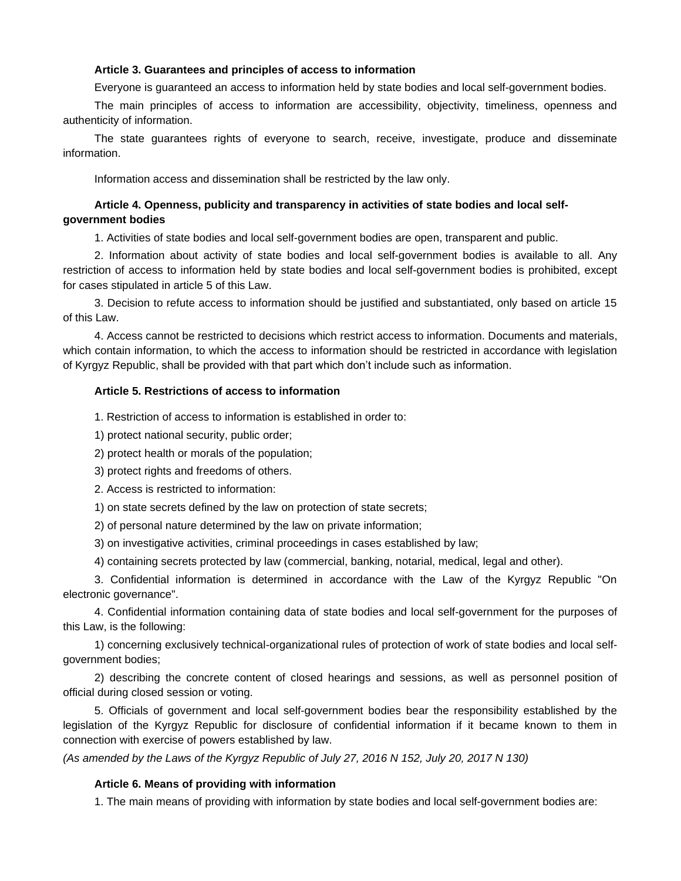**Article 3. Guarantees and principles of access to information**

Everyone is guaranteed an access to information held by state bodies and local self-government bodies.

The main principles of access to information are accessibility, objectivity, timeliness, openness and authenticity of information.

The state guarantees rights of everyone to search, receive, investigate, produce and disseminate information.

Information access and dissemination shall be restricted by the law only.

**Article 4. Openness, publicity and transparency in activities of state bodies and local self-government bodies**

1. Activities of state bodies and local self-government bodies are open, transparent and public.

2. Information about activity of state bodies and local self-government bodies is available to all. Any restriction of access to information held by state bodies and local self-government bodies is prohibited, except for cases stipulated in article 5 of this Law.

3. Decision to refute access to information should be justified and substantiated, only based on article 15 of this Law.

4. Access cannot be restricted to decisions which restrict access to information. Documents and materials, which contain information, to which the access to information should be restricted in accordance with legislation of Kyrgyz Republic, shall be provided with that part which don't include such as information.

**Article 5. Restrictions of access to information**

1. Restriction of access to information is established in order to:

1) protect national security, public order;

2) protect health or morals of the population;

3) protect rights and freedoms of others.

2. Access is restricted to information:

1) on state secrets defined by the law on protection of state secrets;

2) of personal nature determined by the law on private information;

3) on investigative activities, criminal proceedings in cases established by law;

4) containing secrets protected by law (commercial, banking, notarial, medical, legal and other).

3. Confidential information is determined in accordance with the Law of the Kyrgyz Republic "On electronic governance".

4. Confidential information containing data of state bodies and local self-government for the purposes of this Law, is the following:

1) concerning exclusively technical-organizational rules of protection of work of state bodies and local self-government bodies;

2) describing the concrete content of closed hearings and sessions, as well as personnel position of official during closed session or voting.

5. Officials of government and local self-government bodies bear the responsibility established by the legislation of the Kyrgyz Republic for disclosure of confidential information if it became known to them in connection with exercise of powers established by law.

*(As amended by the Laws of the Kyrgyz Republic of July 27, 2016 N 152, July 20, 2017 N 130)*

**Article 6. Means of providing with information**

1. The main means of providing with information by state bodies and local self-government bodies are: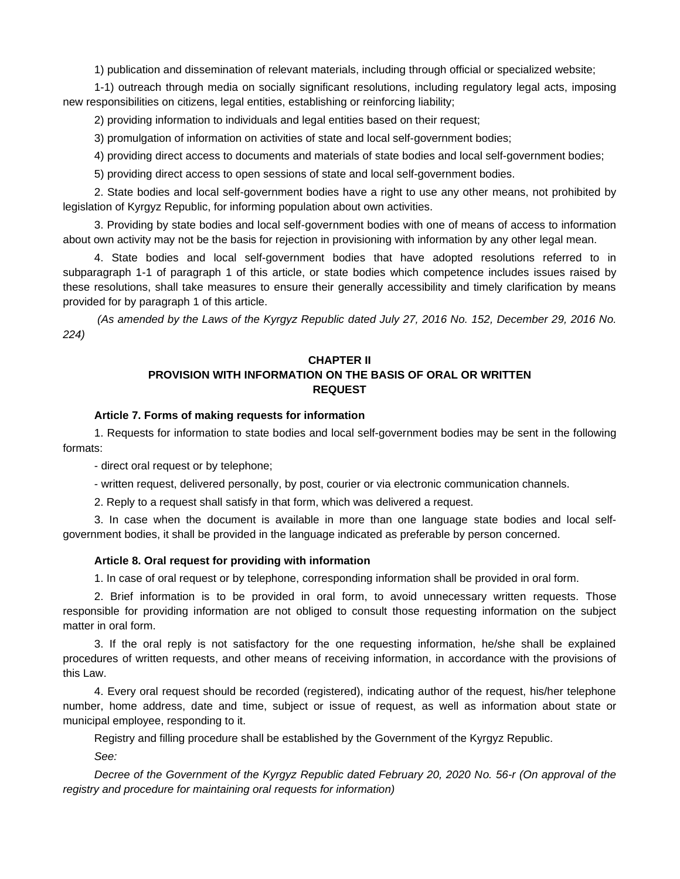1) publication and dissemination of relevant materials, including through official or specialized website;

1-1) outreach through media on socially significant resolutions, including regulatory legal acts, imposing new responsibilities on citizens, legal entities, establishing or reinforcing liability;

2) providing information to individuals and legal entities based on their request;

3) promulgation of information on activities of state and local self-government bodies;

4) providing direct access to documents and materials of state bodies and local self-government bodies;

5) providing direct access to open sessions of state and local self-government bodies.

2. State bodies and local self-government bodies have a right to use any other means, not prohibited by legislation of Kyrgyz Republic, for informing population about own activities.

3. Providing by state bodies and local self-government bodies with one of means of access to information about own activity may not be the basis for rejection in provisioning with information by any other legal mean.

4. State bodies and local self-government bodies that have adopted resolutions referred to in subparagraph 1-1 of paragraph 1 of this article, or state bodies which competence includes issues raised by these resolutions, shall take measures to ensure their generally accessibility and timely clarification by means provided for by paragraph 1 of this article.

*(As amended by the Laws of the Kyrgyz Republic dated July 27, 2016 No. 152, December 29, 2016 No. 224)*

## CHAPTER II
## PROVISION WITH INFORMATION ON THE BASIS OF ORAL OR WRITTEN REQUEST

### Article 7. Forms of making requests for information

1. Requests for information to state bodies and local self-government bodies may be sent in the following formats:

- direct oral request or by telephone;

- written request, delivered personally, by post, courier or via electronic communication channels.

2. Reply to a request shall satisfy in that form, which was delivered a request.

3. In case when the document is available in more than one language state bodies and local self-government bodies, it shall be provided in the language indicated as preferable by person concerned.

### Article 8. Oral request for providing with information

1. In case of oral request or by telephone, corresponding information shall be provided in oral form.

2. Brief information is to be provided in oral form, to avoid unnecessary written requests. Those responsible for providing information are not obliged to consult those requesting information on the subject matter in oral form.

3. If the oral reply is not satisfactory for the one requesting information, he/she shall be explained procedures of written requests, and other means of receiving information, in accordance with the provisions of this Law.

4. Every oral request should be recorded (registered), indicating author of the request, his/her telephone number, home address, date and time, subject or issue of request, as well as information about state or municipal employee, responding to it.

Registry and filling procedure shall be established by the Government of the Kyrgyz Republic.

*See:*

*Decree of the Government of the Kyrgyz Republic dated February 20, 2020 No. 56-r (On approval of the registry and procedure for maintaining oral requests for information)*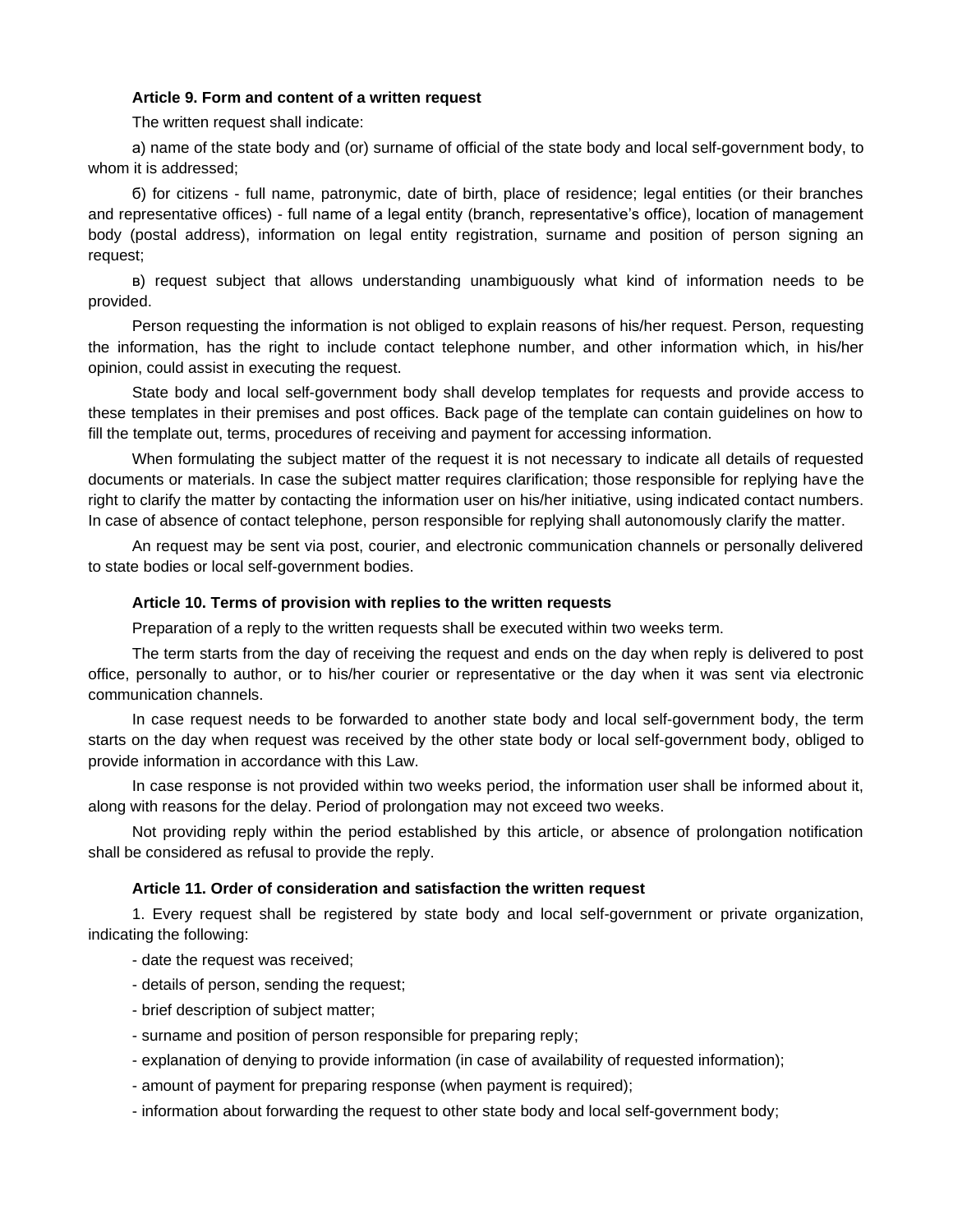### Article 9. Form and content of a written request

The written request shall indicate:

а) name of the state body and (or) surname of official of the state body and local self-government body, to whom it is addressed;

б) for citizens - full name, patronymic, date of birth, place of residence; legal entities (or their branches and representative offices) - full name of a legal entity (branch, representative's office), location of management body (postal address), information on legal entity registration, surname and position of person signing an request;

в) request subject that allows understanding unambiguously what kind of information needs to be provided.

Person requesting the information is not obliged to explain reasons of his/her request. Person, requesting the information, has the right to include contact telephone number, and other information which, in his/her opinion, could assist in executing the request.

State body and local self-government body shall develop templates for requests and provide access to these templates in their premises and post offices. Back page of the template can contain guidelines on how to fill the template out, terms, procedures of receiving and payment for accessing information.

When formulating the subject matter of the request it is not necessary to indicate all details of requested documents or materials. In case the subject matter requires clarification; those responsible for replying have the right to clarify the matter by contacting the information user on his/her initiative, using indicated contact numbers. In case of absence of contact telephone, person responsible for replying shall autonomously clarify the matter.

An request may be sent via post, courier, and electronic communication channels or personally delivered to state bodies or local self-government bodies.

### Article 10. Terms of provision with replies to the written requests

Preparation of a reply to the written requests shall be executed within two weeks term.

The term starts from the day of receiving the request and ends on the day when reply is delivered to post office, personally to author, or to his/her courier or representative or the day when it was sent via electronic communication channels.

In case request needs to be forwarded to another state body and local self-government body, the term starts on the day when request was received by the other state body or local self-government body, obliged to provide information in accordance with this Law.

In case response is not provided within two weeks period, the information user shall be informed about it, along with reasons for the delay. Period of prolongation may not exceed two weeks.

Not providing reply within the period established by this article, or absence of prolongation notification shall be considered as refusal to provide the reply.

### Article 11. Order of consideration and satisfaction the written request

1. Every request shall be registered by state body and local self-government or private organization, indicating the following:

- date the request was received;
- details of person, sending the request;
- brief description of subject matter;
- surname and position of person responsible for preparing reply;
- explanation of denying to provide information (in case of availability of requested information);
- amount of payment for preparing response (when payment is required);
- information about forwarding the request to other state body and local self-government body;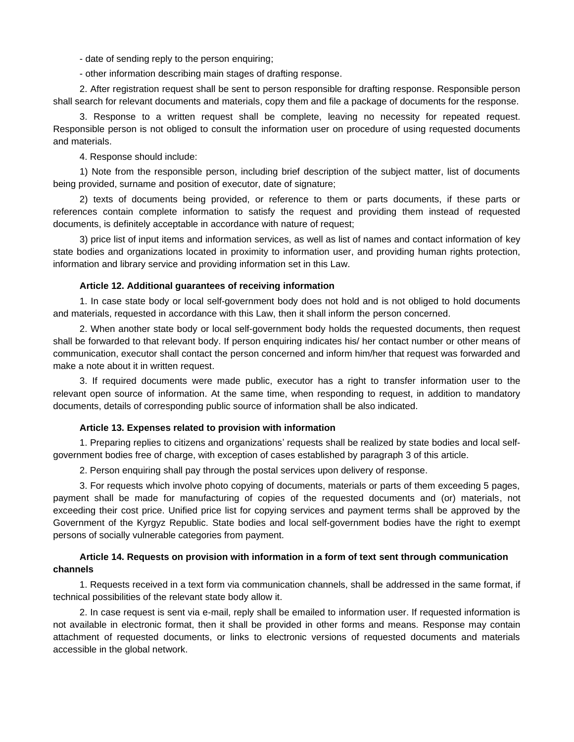- date of sending reply to the person enquiring;

- other information describing main stages of drafting response.

2. After registration request shall be sent to person responsible for drafting response. Responsible person shall search for relevant documents and materials, copy them and file a package of documents for the response.

3. Response to a written request shall be complete, leaving no necessity for repeated request. Responsible person is not obliged to consult the information user on procedure of using requested documents and materials.

4. Response should include:

1) Note from the responsible person, including brief description of the subject matter, list of documents being provided, surname and position of executor, date of signature;

2) texts of documents being provided, or reference to them or parts documents, if these parts or references contain complete information to satisfy the request and providing them instead of requested documents, is definitely acceptable in accordance with nature of request;

3) price list of input items and information services, as well as list of names and contact information of key state bodies and organizations located in proximity to information user, and providing human rights protection, information and library service and providing information set in this Law.

#### Article 12. Additional guarantees of receiving information

1. In case state body or local self-government body does not hold and is not obliged to hold documents and materials, requested in accordance with this Law, then it shall inform the person concerned.

2. When another state body or local self-government body holds the requested documents, then request shall be forwarded to that relevant body. If person enquiring indicates his/ her contact number or other means of communication, executor shall contact the person concerned and inform him/her that request was forwarded and make a note about it in written request.

3. If required documents were made public, executor has a right to transfer information user to the relevant open source of information. At the same time, when responding to request, in addition to mandatory documents, details of corresponding public source of information shall be also indicated.

#### Article 13. Expenses related to provision with information

1. Preparing replies to citizens and organizations' requests shall be realized by state bodies and local self-government bodies free of charge, with exception of cases established by paragraph 3 of this article.

2. Person enquiring shall pay through the postal services upon delivery of response.

3. For requests which involve photo copying of documents, materials or parts of them exceeding 5 pages, payment shall be made for manufacturing of copies of the requested documents and (or) materials, not exceeding their cost price. Unified price list for copying services and payment terms shall be approved by the Government of the Kyrgyz Republic. State bodies and local self-government bodies have the right to exempt persons of socially vulnerable categories from payment.

#### Article 14. Requests on provision with information in a form of text sent through communication channels

1. Requests received in a text form via communication channels, shall be addressed in the same format, if technical possibilities of the relevant state body allow it.

2. In case request is sent via e-mail, reply shall be emailed to information user. If requested information is not available in electronic format, then it shall be provided in other forms and means. Response may contain attachment of requested documents, or links to electronic versions of requested documents and materials accessible in the global network.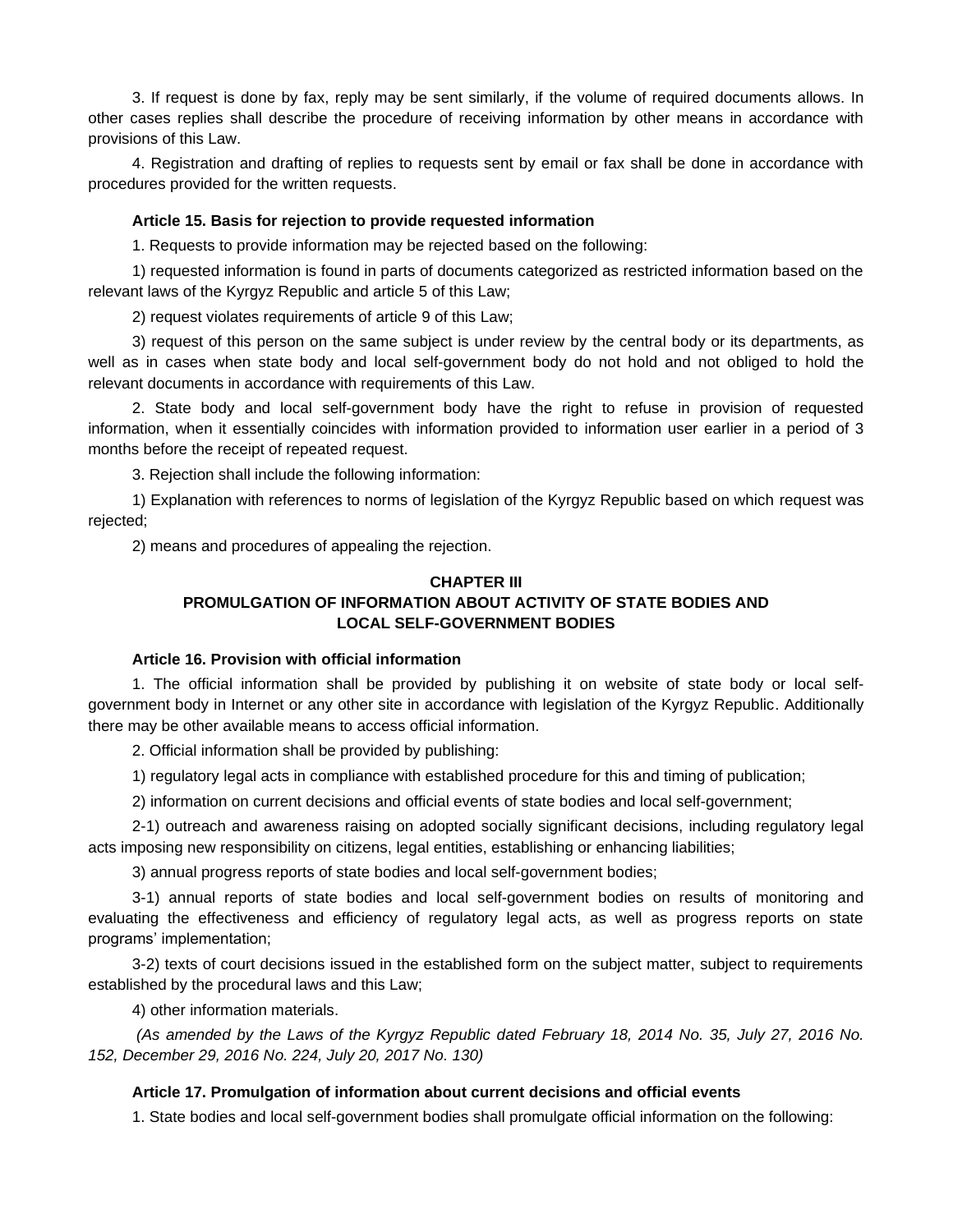3. If request is done by fax, reply may be sent similarly, if the volume of required documents allows. In other cases replies shall describe the procedure of receiving information by other means in accordance with provisions of this Law.

4. Registration and drafting of replies to requests sent by email or fax shall be done in accordance with procedures provided for the written requests.

#### Article 15. Basis for rejection to provide requested information

1. Requests to provide information may be rejected based on the following:

1) requested information is found in parts of documents categorized as restricted information based on the relevant laws of the Kyrgyz Republic and article 5 of this Law;

2) request violates requirements of article 9 of this Law;

3) request of this person on the same subject is under review by the central body or its departments, as well as in cases when state body and local self-government body do not hold and not obliged to hold the relevant documents in accordance with requirements of this Law.

2. State body and local self-government body have the right to refuse in provision of requested information, when it essentially coincides with information provided to information user earlier in a period of 3 months before the receipt of repeated request.

3. Rejection shall include the following information:

1) Explanation with references to norms of legislation of the Kyrgyz Republic based on which request was rejected;

2) means and procedures of appealing the rejection.

## CHAPTER III
## PROMULGATION OF INFORMATION ABOUT ACTIVITY OF STATE BODIES AND LOCAL SELF-GOVERNMENT BODIES

#### Article 16. Provision with official information

1. The official information shall be provided by publishing it on website of state body or local self-government body in Internet or any other site in accordance with legislation of the Kyrgyz Republic. Additionally there may be other available means to access official information.

2. Official information shall be provided by publishing:

1) regulatory legal acts in compliance with established procedure for this and timing of publication;

2) information on current decisions and official events of state bodies and local self-government;

2-1) outreach and awareness raising on adopted socially significant decisions, including regulatory legal acts imposing new responsibility on citizens, legal entities, establishing or enhancing liabilities;

3) annual progress reports of state bodies and local self-government bodies;

3-1) annual reports of state bodies and local self-government bodies on results of monitoring and evaluating the effectiveness and efficiency of regulatory legal acts, as well as progress reports on state programs' implementation;

3-2) texts of court decisions issued in the established form on the subject matter, subject to requirements established by the procedural laws and this Law;

4) other information materials.

*(As amended by the Laws of the Kyrgyz Republic dated February 18, 2014 No. 35, July 27, 2016 No. 152, December 29, 2016 No. 224, July 20, 2017 No. 130)*

#### Article 17. Promulgation of information about current decisions and official events

1. State bodies and local self-government bodies shall promulgate official information on the following: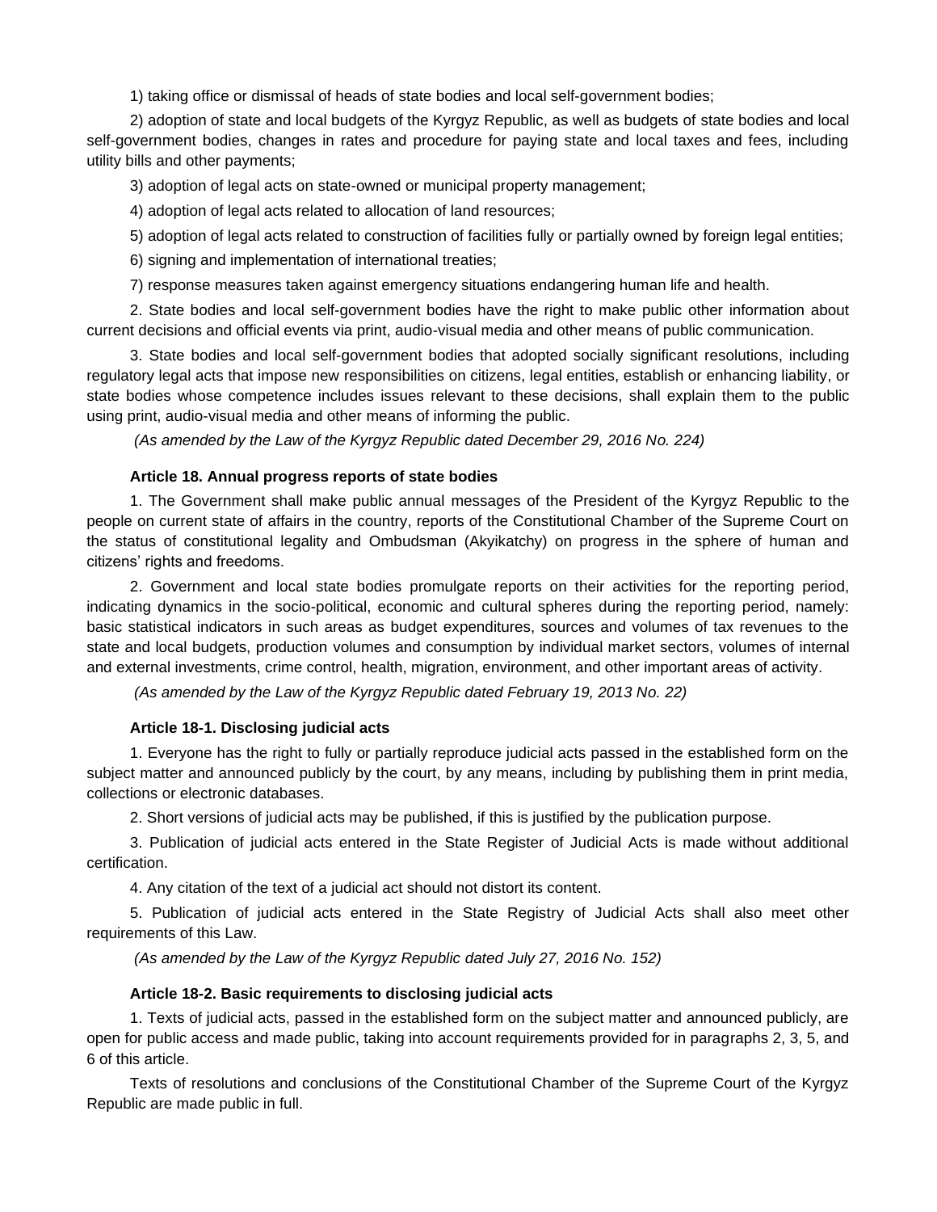1) taking office or dismissal of heads of state bodies and local self-government bodies;

2) adoption of state and local budgets of the Kyrgyz Republic, as well as budgets of state bodies and local self-government bodies, changes in rates and procedure for paying state and local taxes and fees, including utility bills and other payments;

3) adoption of legal acts on state-owned or municipal property management;

4) adoption of legal acts related to allocation of land resources;

5) adoption of legal acts related to construction of facilities fully or partially owned by foreign legal entities;

6) signing and implementation of international treaties;

7) response measures taken against emergency situations endangering human life and health.

2. State bodies and local self-government bodies have the right to make public other information about current decisions and official events via print, audio-visual media and other means of public communication.

3. State bodies and local self-government bodies that adopted socially significant resolutions, including regulatory legal acts that impose new responsibilities on citizens, legal entities, establish or enhancing liability, or state bodies whose competence includes issues relevant to these decisions, shall explain them to the public using print, audio-visual media and other means of informing the public.

*(As amended by the Law of the Kyrgyz Republic dated December 29, 2016 No. 224)*

#### Article 18. Annual progress reports of state bodies

1. The Government shall make public annual messages of the President of the Kyrgyz Republic to the people on current state of affairs in the country, reports of the Constitutional Chamber of the Supreme Court on the status of constitutional legality and Ombudsman (Akyikatchy) on progress in the sphere of human and citizens' rights and freedoms.

2. Government and local state bodies promulgate reports on their activities for the reporting period, indicating dynamics in the socio-political, economic and cultural spheres during the reporting period, namely: basic statistical indicators in such areas as budget expenditures, sources and volumes of tax revenues to the state and local budgets, production volumes and consumption by individual market sectors, volumes of internal and external investments, crime control, health, migration, environment, and other important areas of activity.

*(As amended by the Law of the Kyrgyz Republic dated February 19, 2013 No. 22)*

#### Article 18-1. Disclosing judicial acts

1. Everyone has the right to fully or partially reproduce judicial acts passed in the established form on the subject matter and announced publicly by the court, by any means, including by publishing them in print media, collections or electronic databases.

2. Short versions of judicial acts may be published, if this is justified by the publication purpose.

3. Publication of judicial acts entered in the State Register of Judicial Acts is made without additional certification.

4. Any citation of the text of a judicial act should not distort its content.

5. Publication of judicial acts entered in the State Registry of Judicial Acts shall also meet other requirements of this Law.

*(As amended by the Law of the Kyrgyz Republic dated July 27, 2016 No. 152)*

#### Article 18-2. Basic requirements to disclosing judicial acts

1. Texts of judicial acts, passed in the established form on the subject matter and announced publicly, are open for public access and made public, taking into account requirements provided for in paragraphs 2, 3, 5, and 6 of this article.

Texts of resolutions and conclusions of the Constitutional Chamber of the Supreme Court of the Kyrgyz Republic are made public in full.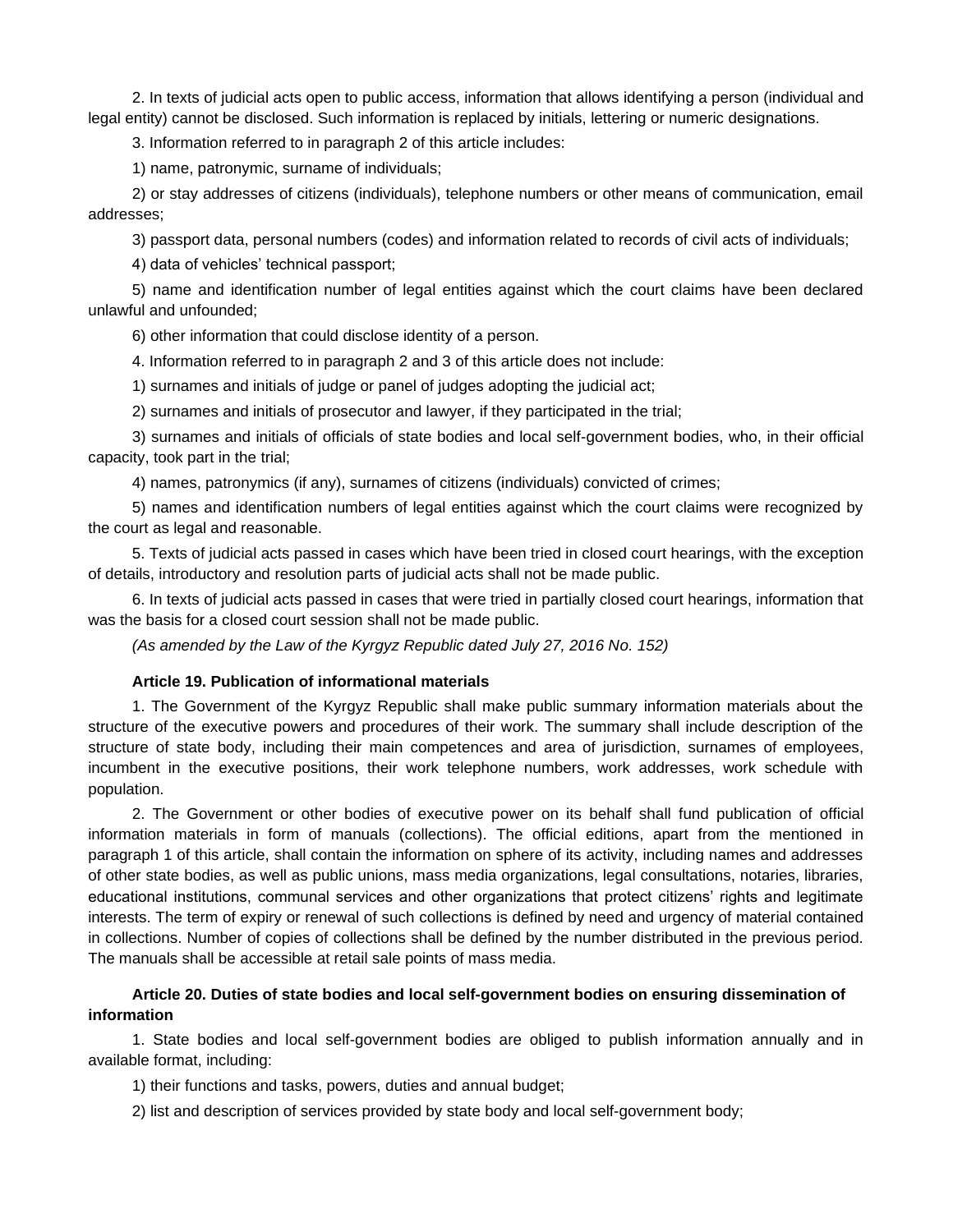2. In texts of judicial acts open to public access, information that allows identifying a person (individual and legal entity) cannot be disclosed. Such information is replaced by initials, lettering or numeric designations.

3. Information referred to in paragraph 2 of this article includes:

1) name, patronymic, surname of individuals;

2) or stay addresses of citizens (individuals), telephone numbers or other means of communication, email addresses;

3) passport data, personal numbers (codes) and information related to records of civil acts of individuals;

4) data of vehicles' technical passport;

5) name and identification number of legal entities against which the court claims have been declared unlawful and unfounded;

6) other information that could disclose identity of a person.

4. Information referred to in paragraph 2 and 3 of this article does not include:

1) surnames and initials of judge or panel of judges adopting the judicial act;

2) surnames and initials of prosecutor and lawyer, if they participated in the trial;

3) surnames and initials of officials of state bodies and local self-government bodies, who, in their official capacity, took part in the trial;

4) names, patronymics (if any), surnames of citizens (individuals) convicted of crimes;

5) names and identification numbers of legal entities against which the court claims were recognized by the court as legal and reasonable.

5. Texts of judicial acts passed in cases which have been tried in closed court hearings, with the exception of details, introductory and resolution parts of judicial acts shall not be made public.

6. In texts of judicial acts passed in cases that were tried in partially closed court hearings, information that was the basis for a closed court session shall not be made public.

*(As amended by the Law of the Kyrgyz Republic dated July 27, 2016 No. 152)*

#### Article 19. Publication of informational materials

1. The Government of the Kyrgyz Republic shall make public summary information materials about the structure of the executive powers and procedures of their work. The summary shall include description of the structure of state body, including their main competences and area of jurisdiction, surnames of employees, incumbent in the executive positions, their work telephone numbers, work addresses, work schedule with population.

2. The Government or other bodies of executive power on its behalf shall fund publication of official information materials in form of manuals (collections). The official editions, apart from the mentioned in paragraph 1 of this article, shall contain the information on sphere of its activity, including names and addresses of other state bodies, as well as public unions, mass media organizations, legal consultations, notaries, libraries, educational institutions, communal services and other organizations that protect citizens' rights and legitimate interests. The term of expiry or renewal of such collections is defined by need and urgency of material contained in collections. Number of copies of collections shall be defined by the number distributed in the previous period. The manuals shall be accessible at retail sale points of mass media.

#### Article 20. Duties of state bodies and local self-government bodies on ensuring dissemination of information

1. State bodies and local self-government bodies are obliged to publish information annually and in available format, including:

1) their functions and tasks, powers, duties and annual budget;

2) list and description of services provided by state body and local self-government body;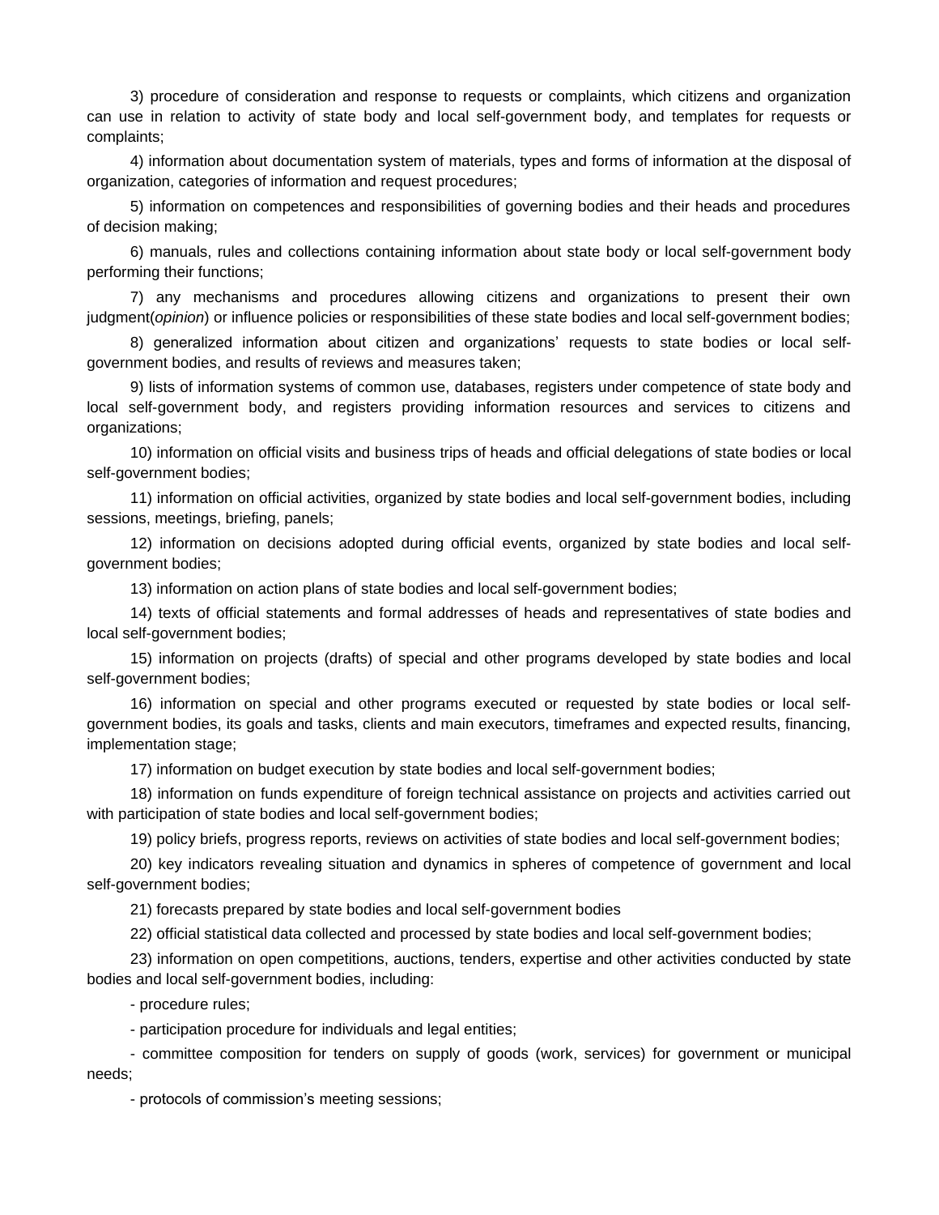3) procedure of consideration and response to requests or complaints, which citizens and organization can use in relation to activity of state body and local self-government body, and templates for requests or complaints;

4) information about documentation system of materials, types and forms of information at the disposal of organization, categories of information and request procedures;

5) information on competences and responsibilities of governing bodies and their heads and procedures of decision making;

6) manuals, rules and collections containing information about state body or local self-government body performing their functions;

7) any mechanisms and procedures allowing citizens and organizations to present their own judgment(*opinion*) or influence policies or responsibilities of these state bodies and local self-government bodies;

8) generalized information about citizen and organizations' requests to state bodies or local self-government bodies, and results of reviews and measures taken;

9) lists of information systems of common use, databases, registers under competence of state body and local self-government body, and registers providing information resources and services to citizens and organizations;

10) information on official visits and business trips of heads and official delegations of state bodies or local self-government bodies;

11) information on official activities, organized by state bodies and local self-government bodies, including sessions, meetings, briefing, panels;

12) information on decisions adopted during official events, organized by state bodies and local self-government bodies;

13) information on action plans of state bodies and local self-government bodies;

14) texts of official statements and formal addresses of heads and representatives of state bodies and local self-government bodies;

15) information on projects (drafts) of special and other programs developed by state bodies and local self-government bodies;

16) information on special and other programs executed or requested by state bodies or local self-government bodies, its goals and tasks, clients and main executors, timeframes and expected results, financing, implementation stage;

17) information on budget execution by state bodies and local self-government bodies;

18) information on funds expenditure of foreign technical assistance on projects and activities carried out with participation of state bodies and local self-government bodies;

19) policy briefs, progress reports, reviews on activities of state bodies and local self-government bodies;

20) key indicators revealing situation and dynamics in spheres of competence of government and local self-government bodies;

21) forecasts prepared by state bodies and local self-government bodies

22) official statistical data collected and processed by state bodies and local self-government bodies;

23) information on open competitions, auctions, tenders, expertise and other activities conducted by state bodies and local self-government bodies, including:

- procedure rules;

- participation procedure for individuals and legal entities;

- committee composition for tenders on supply of goods (work, services) for government or municipal needs;

- protocols of commission's meeting sessions;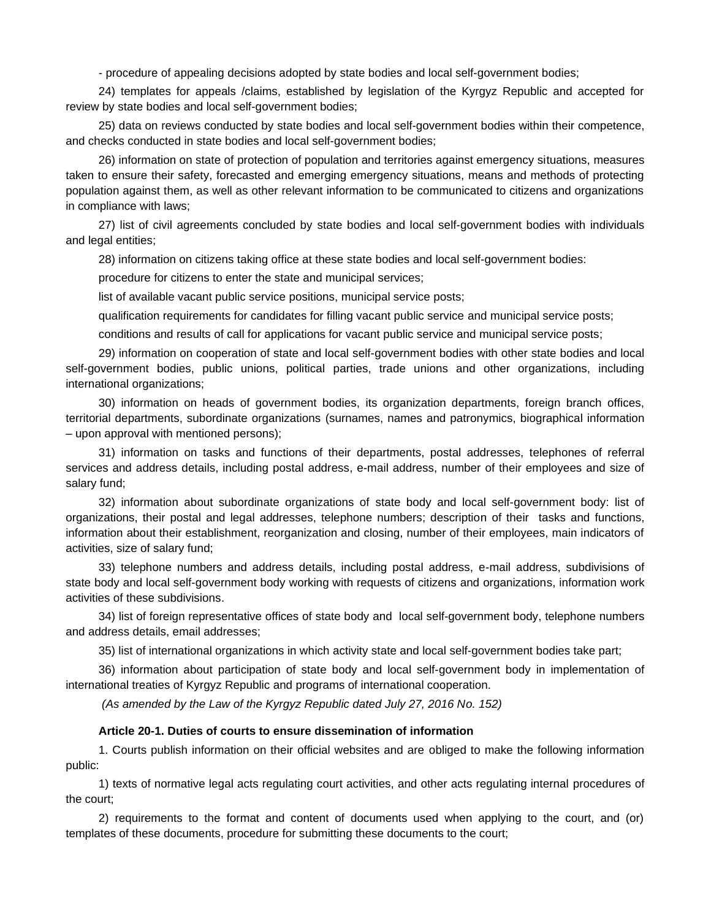- procedure of appealing decisions adopted by state bodies and local self-government bodies;

24) templates for appeals /claims, established by legislation of the Kyrgyz Republic and accepted for review by state bodies and local self-government bodies;

25) data on reviews conducted by state bodies and local self-government bodies within their competence, and checks conducted in state bodies and local self-government bodies;

26) information on state of protection of population and territories against emergency situations, measures taken to ensure their safety, forecasted and emerging emergency situations, means and methods of protecting population against them, as well as other relevant information to be communicated to citizens and organizations in compliance with laws;

27) list of civil agreements concluded by state bodies and local self-government bodies with individuals and legal entities;

28) information on citizens taking office at these state bodies and local self-government bodies:

procedure for citizens to enter the state and municipal services;

list of available vacant public service positions, municipal service posts;

qualification requirements for candidates for filling vacant public service and municipal service posts;

conditions and results of call for applications for vacant public service and municipal service posts;

29) information on cooperation of state and local self-government bodies with other state bodies and local self-government bodies, public unions, political parties, trade unions and other organizations, including international organizations;

30) information on heads of government bodies, its organization departments, foreign branch offices, territorial departments, subordinate organizations (surnames, names and patronymics, biographical information – upon approval with mentioned persons);

31) information on tasks and functions of their departments, postal addresses, telephones of referral services and address details, including postal address, e-mail address, number of their employees and size of salary fund;

32) information about subordinate organizations of state body and local self-government body: list of organizations, their postal and legal addresses, telephone numbers; description of their tasks and functions, information about their establishment, reorganization and closing, number of their employees, main indicators of activities, size of salary fund;

33) telephone numbers and address details, including postal address, e-mail address, subdivisions of state body and local self-government body working with requests of citizens and organizations, information work activities of these subdivisions.

34) list of foreign representative offices of state body and local self-government body, telephone numbers and address details, email addresses;

35) list of international organizations in which activity state and local self-government bodies take part;

36) information about participation of state body and local self-government body in implementation of international treaties of Kyrgyz Republic and programs of international cooperation.

*(As amended by the Law of the Kyrgyz Republic dated July 27, 2016 No. 152)*

### Article 20-1. Duties of courts to ensure dissemination of information

1. Courts publish information on their official websites and are obliged to make the following information public:

1) texts of normative legal acts regulating court activities, and other acts regulating internal procedures of the court;

2) requirements to the format and content of documents used when applying to the court, and (or) templates of these documents, procedure for submitting these documents to the court;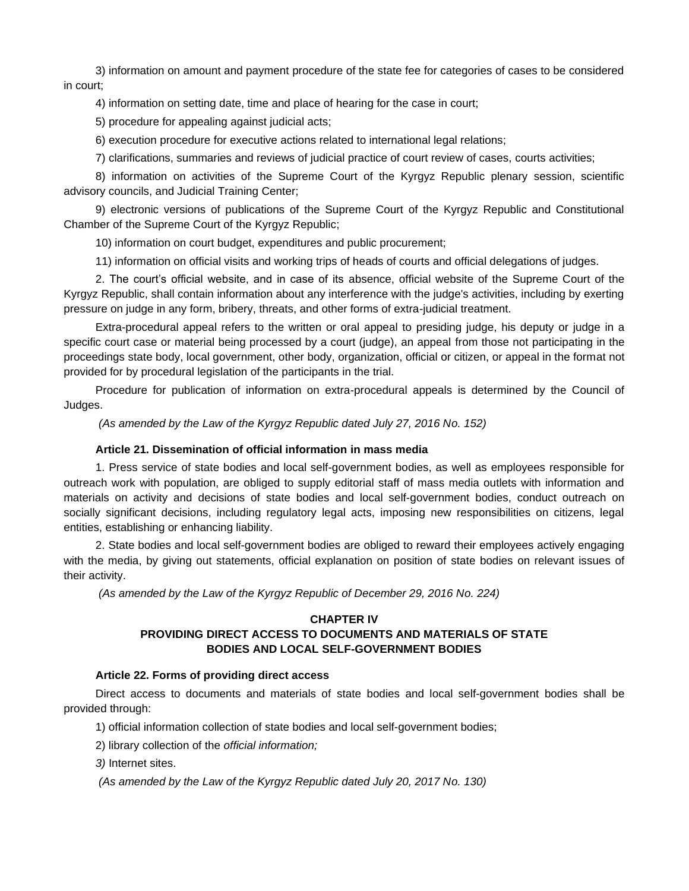3) information on amount and payment procedure of the state fee for categories of cases to be considered in court;

4) information on setting date, time and place of hearing for the case in court;

5) procedure for appealing against judicial acts;

6) execution procedure for executive actions related to international legal relations;

7) clarifications, summaries and reviews of judicial practice of court review of cases, courts activities;

8) information on activities of the Supreme Court of the Kyrgyz Republic plenary session, scientific advisory councils, and Judicial Training Center;

9) electronic versions of publications of the Supreme Court of the Kyrgyz Republic and Constitutional Chamber of the Supreme Court of the Kyrgyz Republic;

10) information on court budget, expenditures and public procurement;

11) information on official visits and working trips of heads of courts and official delegations of judges.

2. The court's official website, and in case of its absence, official website of the Supreme Court of the Kyrgyz Republic, shall contain information about any interference with the judge's activities, including by exerting pressure on judge in any form, bribery, threats, and other forms of extra-judicial treatment.

Extra-procedural appeal refers to the written or oral appeal to presiding judge, his deputy or judge in a specific court case or material being processed by a court (judge), an appeal from those not participating in the proceedings state body, local government, other body, organization, official or citizen, or appeal in the format not provided for by procedural legislation of the participants in the trial.

Procedure for publication of information on extra-procedural appeals is determined by the Council of Judges.

*(As amended by the Law of the Kyrgyz Republic dated July 27, 2016 No. 152)*

#### Article 21. Dissemination of official information in mass media

1. Press service of state bodies and local self-government bodies, as well as employees responsible for outreach work with population, are obliged to supply editorial staff of mass media outlets with information and materials on activity and decisions of state bodies and local self-government bodies, conduct outreach on socially significant decisions, including regulatory legal acts, imposing new responsibilities on citizens, legal entities, establishing or enhancing liability.

2. State bodies and local self-government bodies are obliged to reward their employees actively engaging with the media, by giving out statements, official explanation on position of state bodies on relevant issues of their activity.

*(As amended by the Law of the Kyrgyz Republic of December 29, 2016 No. 224)*

### CHAPTER IV
### PROVIDING DIRECT ACCESS TO DOCUMENTS AND MATERIALS OF STATE BODIES AND LOCAL SELF-GOVERNMENT BODIES

#### Article 22. Forms of providing direct access

Direct access to documents and materials of state bodies and local self-government bodies shall be provided through:

1) official information collection of state bodies and local self-government bodies;

2) library collection of the *official information;*

*3)* Internet sites.

*(As amended by the Law of the Kyrgyz Republic dated July 20, 2017 No. 130)*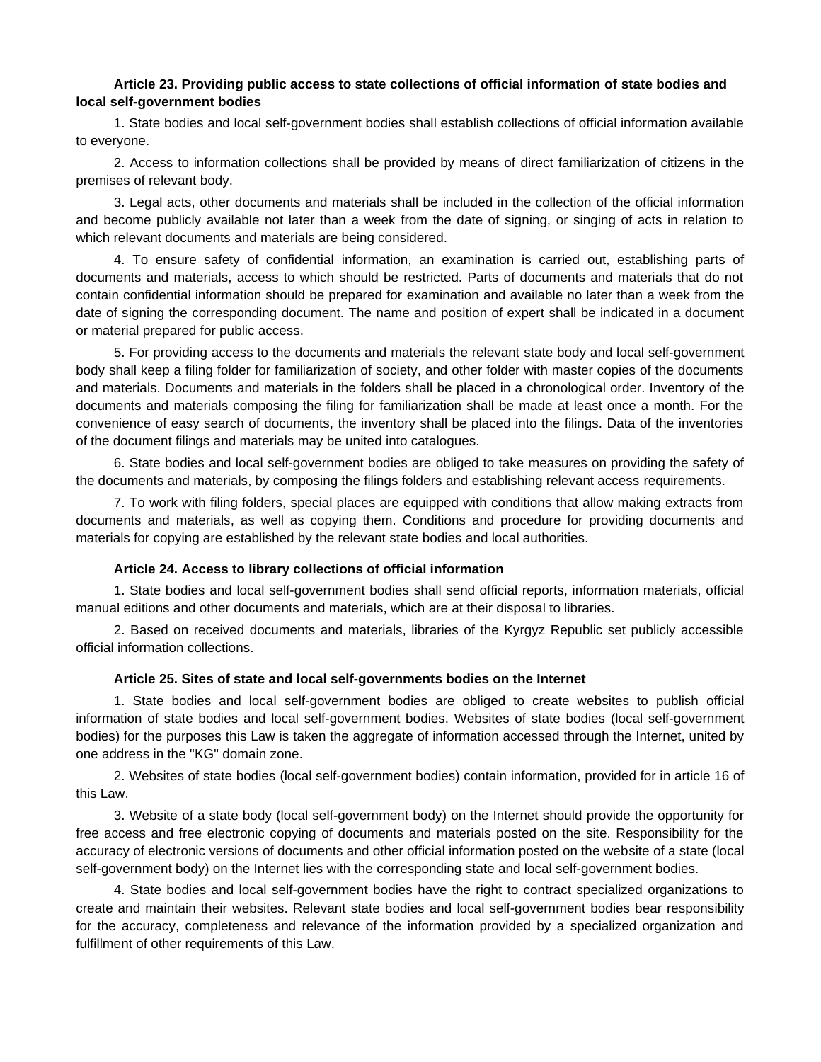**Article 23. Providing public access to state collections of official information of state bodies and local self-government bodies**

1. State bodies and local self-government bodies shall establish collections of official information available to everyone.

2. Access to information collections shall be provided by means of direct familiarization of citizens in the premises of relevant body.

3. Legal acts, other documents and materials shall be included in the collection of the official information and become publicly available not later than a week from the date of signing, or singing of acts in relation to which relevant documents and materials are being considered.

4. To ensure safety of confidential information, an examination is carried out, establishing parts of documents and materials, access to which should be restricted. Parts of documents and materials that do not contain confidential information should be prepared for examination and available no later than a week from the date of signing the corresponding document. The name and position of expert shall be indicated in a document or material prepared for public access.

5. For providing access to the documents and materials the relevant state body and local self-government body shall keep a filing folder for familiarization of society, and other folder with master copies of the documents and materials. Documents and materials in the folders shall be placed in a chronological order. Inventory of the documents and materials composing the filing for familiarization shall be made at least once a month. For the convenience of easy search of documents, the inventory shall be placed into the filings. Data of the inventories of the document filings and materials may be united into catalogues.

6. State bodies and local self-government bodies are obliged to take measures on providing the safety of the documents and materials, by composing the filings folders and establishing relevant access requirements.

7. To work with filing folders, special places are equipped with conditions that allow making extracts from documents and materials, as well as copying them. Conditions and procedure for providing documents and materials for copying are established by the relevant state bodies and local authorities.

**Article 24. Access to library collections of official information**

1. State bodies and local self-government bodies shall send official reports, information materials, official manual editions and other documents and materials, which are at their disposal to libraries.

2. Based on received documents and materials, libraries of the Kyrgyz Republic set publicly accessible official information collections.

**Article 25. Sites of state and local self-governments bodies on the Internet**

1. State bodies and local self-government bodies are obliged to create websites to publish official information of state bodies and local self-government bodies. Websites of state bodies (local self-government bodies) for the purposes this Law is taken the aggregate of information accessed through the Internet, united by one address in the "KG" domain zone.

2. Websites of state bodies (local self-government bodies) contain information, provided for in article 16 of this Law.

3. Website of a state body (local self-government body) on the Internet should provide the opportunity for free access and free electronic copying of documents and materials posted on the site. Responsibility for the accuracy of electronic versions of documents and other official information posted on the website of a state (local self-government body) on the Internet lies with the corresponding state and local self-government bodies.

4. State bodies and local self-government bodies have the right to contract specialized organizations to create and maintain their websites. Relevant state bodies and local self-government bodies bear responsibility for the accuracy, completeness and relevance of the information provided by a specialized organization and fulfillment of other requirements of this Law.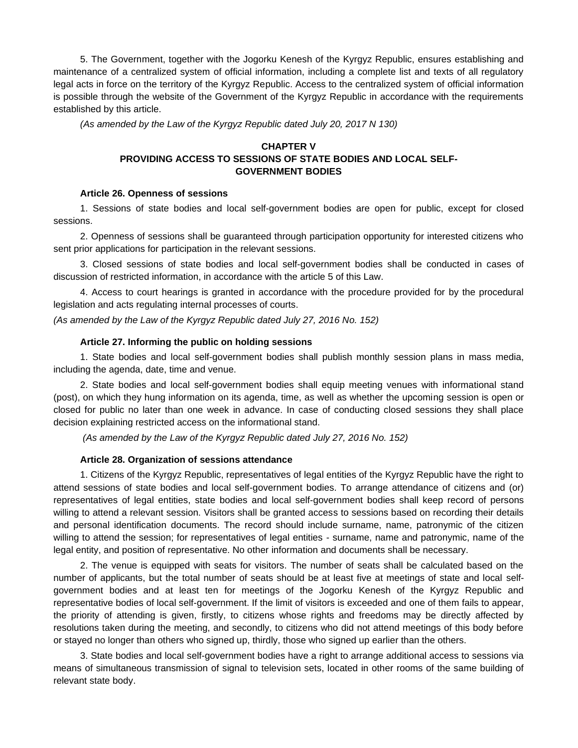5. The Government, together with the Jogorku Kenesh of the Kyrgyz Republic, ensures establishing and maintenance of a centralized system of official information, including a complete list and texts of all regulatory legal acts in force on the territory of the Kyrgyz Republic. Access to the centralized system of official information is possible through the website of the Government of the Kyrgyz Republic in accordance with the requirements established by this article.

*(As amended by the Law of the Kyrgyz Republic dated July 20, 2017 N 130)*

## CHAPTER V
## PROVIDING ACCESS TO SESSIONS OF STATE BODIES AND LOCAL SELF-GOVERNMENT BODIES

### Article 26. Openness of sessions

1. Sessions of state bodies and local self-government bodies are open for public, except for closed sessions.

2. Openness of sessions shall be guaranteed through participation opportunity for interested citizens who sent prior applications for participation in the relevant sessions.

3. Closed sessions of state bodies and local self-government bodies shall be conducted in cases of discussion of restricted information, in accordance with the article 5 of this Law.

4. Access to court hearings is granted in accordance with the procedure provided for by the procedural legislation and acts regulating internal processes of courts.

*(As amended by the Law of the Kyrgyz Republic dated July 27, 2016 No. 152)*

### Article 27. Informing the public on holding sessions

1. State bodies and local self-government bodies shall publish monthly session plans in mass media, including the agenda, date, time and venue.

2. State bodies and local self-government bodies shall equip meeting venues with informational stand (post), on which they hung information on its agenda, time, as well as whether the upcoming session is open or closed for public no later than one week in advance. In case of conducting closed sessions they shall place decision explaining restricted access on the informational stand.

*(As amended by the Law of the Kyrgyz Republic dated July 27, 2016 No. 152)*

### Article 28. Organization of sessions attendance

1. Citizens of the Kyrgyz Republic, representatives of legal entities of the Kyrgyz Republic have the right to attend sessions of state bodies and local self-government bodies. To arrange attendance of citizens and (or) representatives of legal entities, state bodies and local self-government bodies shall keep record of persons willing to attend a relevant session. Visitors shall be granted access to sessions based on recording their details and personal identification documents. The record should include surname, name, patronymic of the citizen willing to attend the session; for representatives of legal entities - surname, name and patronymic, name of the legal entity, and position of representative. No other information and documents shall be necessary.

2. The venue is equipped with seats for visitors. The number of seats shall be calculated based on the number of applicants, but the total number of seats should be at least five at meetings of state and local self-government bodies and at least ten for meetings of the Jogorku Kenesh of the Kyrgyz Republic and representative bodies of local self-government. If the limit of visitors is exceeded and one of them fails to appear, the priority of attending is given, firstly, to citizens whose rights and freedoms may be directly affected by resolutions taken during the meeting, and secondly, to citizens who did not attend meetings of this body before or stayed no longer than others who signed up, thirdly, those who signed up earlier than the others.

3. State bodies and local self-government bodies have a right to arrange additional access to sessions via means of simultaneous transmission of signal to television sets, located in other rooms of the same building of relevant state body.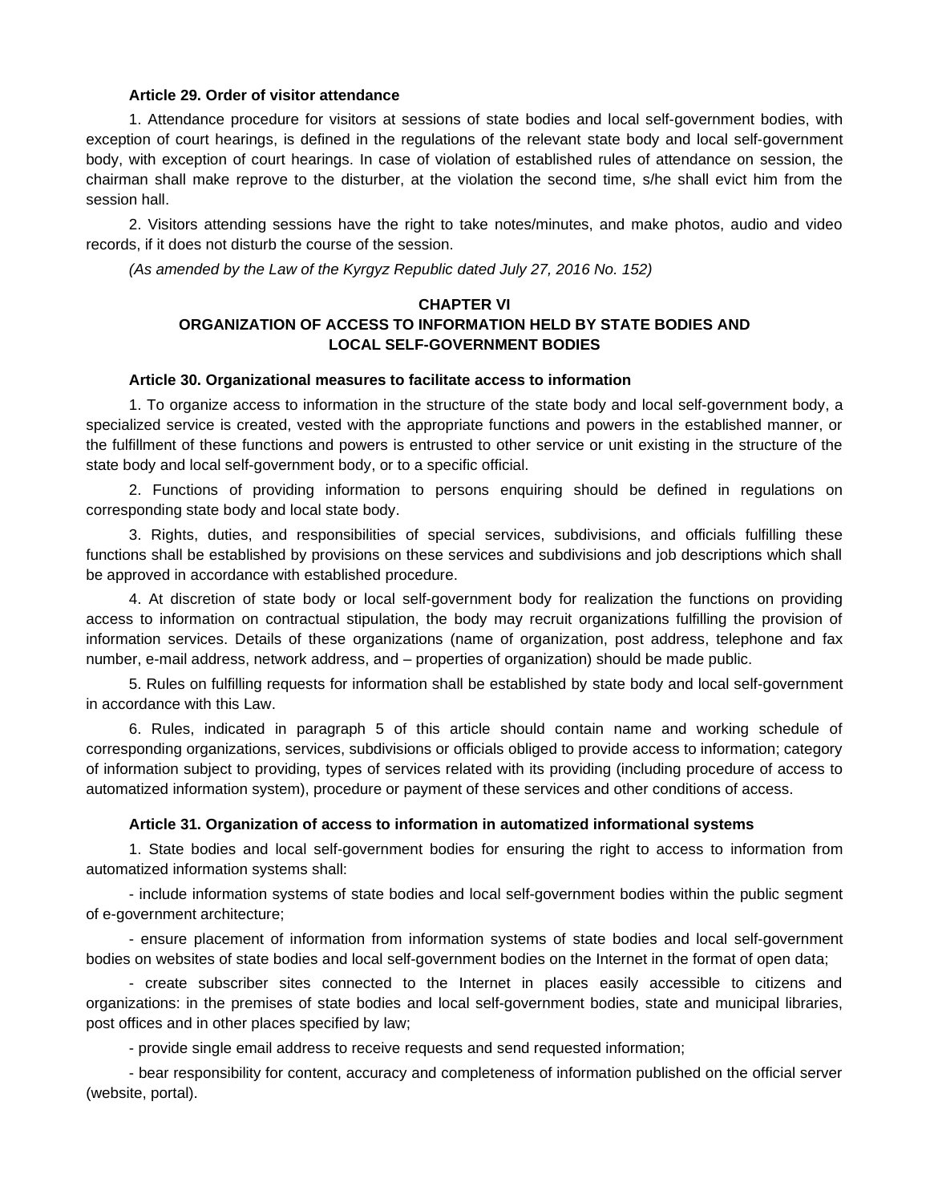**Article 29. Order of visitor attendance**

1. Attendance procedure for visitors at sessions of state bodies and local self-government bodies, with exception of court hearings, is defined in the regulations of the relevant state body and local self-government body, with exception of court hearings. In case of violation of established rules of attendance on session, the chairman shall make reprove to the disturber, at the violation the second time, s/he shall evict him from the session hall.

2. Visitors attending sessions have the right to take notes/minutes, and make photos, audio and video records, if it does not disturb the course of the session.

*(As amended by the Law of the Kyrgyz Republic dated July 27, 2016 No. 152)*

## CHAPTER VI
## ORGANIZATION OF ACCESS TO INFORMATION HELD BY STATE BODIES AND LOCAL SELF-GOVERNMENT BODIES

**Article 30. Organizational measures to facilitate access to information**

1. To organize access to information in the structure of the state body and local self-government body, a specialized service is created, vested with the appropriate functions and powers in the established manner, or the fulfillment of these functions and powers is entrusted to other service or unit existing in the structure of the state body and local self-government body, or to a specific official.

2. Functions of providing information to persons enquiring should be defined in regulations on corresponding state body and local state body.

3. Rights, duties, and responsibilities of special services, subdivisions, and officials fulfilling these functions shall be established by provisions on these services and subdivisions and job descriptions which shall be approved in accordance with established procedure.

4. At discretion of state body or local self-government body for realization the functions on providing access to information on contractual stipulation, the body may recruit organizations fulfilling the provision of information services. Details of these organizations (name of organization, post address, telephone and fax number, e-mail address, network address, and – properties of organization) should be made public.

5. Rules on fulfilling requests for information shall be established by state body and local self-government in accordance with this Law.

6. Rules, indicated in paragraph 5 of this article should contain name and working schedule of corresponding organizations, services, subdivisions or officials obliged to provide access to information; category of information subject to providing, types of services related with its providing (including procedure of access to automatized information system), procedure or payment of these services and other conditions of access.

**Article 31. Organization of access to information in automatized informational systems**

1. State bodies and local self-government bodies for ensuring the right to access to information from automatized information systems shall:

- include information systems of state bodies and local self-government bodies within the public segment of e-government architecture;

- ensure placement of information from information systems of state bodies and local self-government bodies on websites of state bodies and local self-government bodies on the Internet in the format of open data;

- create subscriber sites connected to the Internet in places easily accessible to citizens and organizations: in the premises of state bodies and local self-government bodies, state and municipal libraries, post offices and in other places specified by law;

- provide single email address to receive requests and send requested information;

- bear responsibility for content, accuracy and completeness of information published on the official server (website, portal).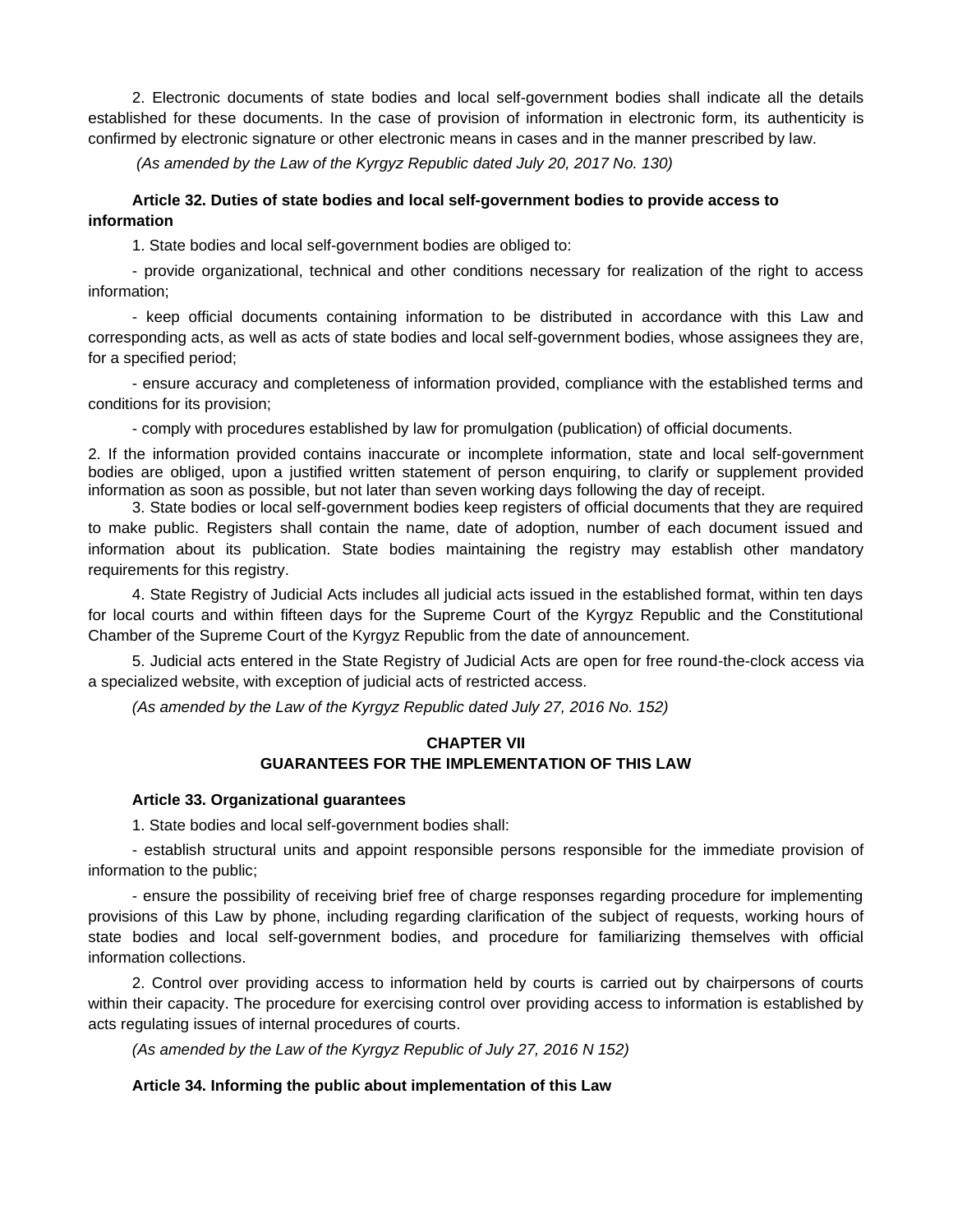2. Electronic documents of state bodies and local self-government bodies shall indicate all the details established for these documents. In the case of provision of information in electronic form, its authenticity is confirmed by electronic signature or other electronic means in cases and in the manner prescribed by law.

*(As amended by the Law of the Kyrgyz Republic dated July 20, 2017 No. 130)*

**Article 32. Duties of state bodies and local self-government bodies to provide access to information**

1. State bodies and local self-government bodies are obliged to:

- provide organizational, technical and other conditions necessary for realization of the right to access information;

- keep official documents containing information to be distributed in accordance with this Law and corresponding acts, as well as acts of state bodies and local self-government bodies, whose assignees they are, for a specified period;

- ensure accuracy and completeness of information provided, compliance with the established terms and conditions for its provision;

- comply with procedures established by law for promulgation (publication) of official documents.

2. If the information provided contains inaccurate or incomplete information, state and local self-government bodies are obliged, upon a justified written statement of person enquiring, to clarify or supplement provided information as soon as possible, but not later than seven working days following the day of receipt.

3. State bodies or local self-government bodies keep registers of official documents that they are required to make public. Registers shall contain the name, date of adoption, number of each document issued and information about its publication. State bodies maintaining the registry may establish other mandatory requirements for this registry.

4. State Registry of Judicial Acts includes all judicial acts issued in the established format, within ten days for local courts and within fifteen days for the Supreme Court of the Kyrgyz Republic and the Constitutional Chamber of the Supreme Court of the Kyrgyz Republic from the date of announcement.

5. Judicial acts entered in the State Registry of Judicial Acts are open for free round-the-clock access via a specialized website, with exception of judicial acts of restricted access.

*(As amended by the Law of the Kyrgyz Republic dated July 27, 2016 No. 152)*

## CHAPTER VII
## GUARANTEES FOR THE IMPLEMENTATION OF THIS LAW

**Article 33. Organizational guarantees**

1. State bodies and local self-government bodies shall:

- establish structural units and appoint responsible persons responsible for the immediate provision of information to the public;

- ensure the possibility of receiving brief free of charge responses regarding procedure for implementing provisions of this Law by phone, including regarding clarification of the subject of requests, working hours of state bodies and local self-government bodies, and procedure for familiarizing themselves with official information collections.

2. Control over providing access to information held by courts is carried out by chairpersons of courts within their capacity. The procedure for exercising control over providing access to information is established by acts regulating issues of internal procedures of courts.

*(As amended by the Law of the Kyrgyz Republic of July 27, 2016 N 152)*

**Article 34. Informing the public about implementation of this Law**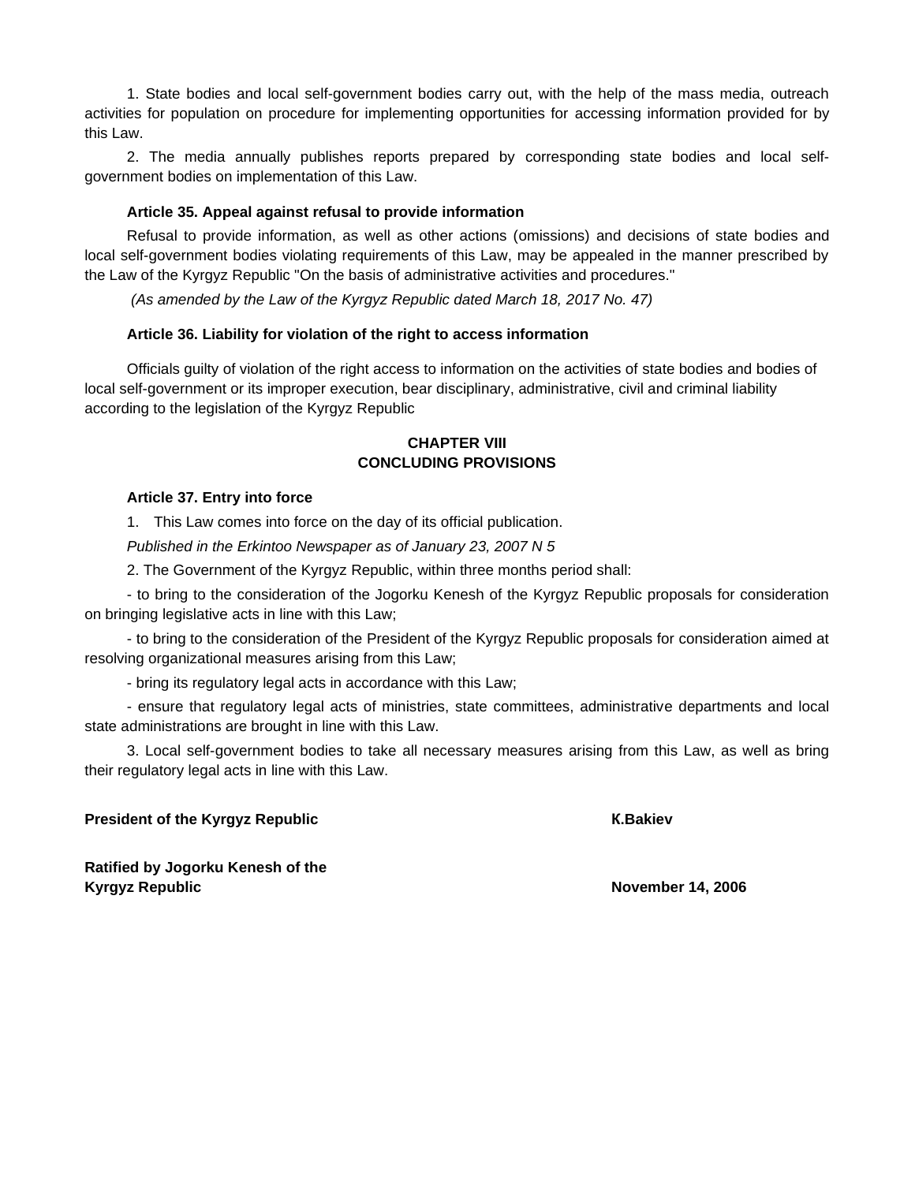1. State bodies and local self-government bodies carry out, with the help of the mass media, outreach activities for population on procedure for implementing opportunities for accessing information provided for by this Law.

2. The media annually publishes reports prepared by corresponding state bodies and local self-government bodies on implementation of this Law.

**Article 35. Appeal against refusal to provide information**

Refusal to provide information, as well as other actions (omissions) and decisions of state bodies and local self-government bodies violating requirements of this Law, may be appealed in the manner prescribed by the Law of the Kyrgyz Republic "On the basis of administrative activities and procedures."

*(As amended by the Law of the Kyrgyz Republic dated March 18, 2017 No. 47)*

**Article 36. Liability for violation of the right to access information**

Officials guilty of violation of the right access to information on the activities of state bodies and bodies of local self-government or its improper execution, bear disciplinary, administrative, civil and criminal liability according to the legislation of the Kyrgyz Republic

## CHAPTER VIII
## CONCLUDING PROVISIONS

**Article 37. Entry into force**

1. This Law comes into force on the day of its official publication.

*Published in the Erkintoo Newspaper as of January 23, 2007 N 5*

2. The Government of the Kyrgyz Republic, within three months period shall:

- to bring to the consideration of the Jogorku Kenesh of the Kyrgyz Republic proposals for consideration on bringing legislative acts in line with this Law;

- to bring to the consideration of the President of the Kyrgyz Republic proposals for consideration aimed at resolving organizational measures arising from this Law;

- bring its regulatory legal acts in accordance with this Law;

- ensure that regulatory legal acts of ministries, state committees, administrative departments and local state administrations are brought in line with this Law.

3. Local self-government bodies to take all necessary measures arising from this Law, as well as bring their regulatory legal acts in line with this Law.

**President of the Kyrgyz Republic** **K.Bakiev**

**Ratified by Jogorku Kenesh of the Kyrgyz Republic** **November 14, 2006**